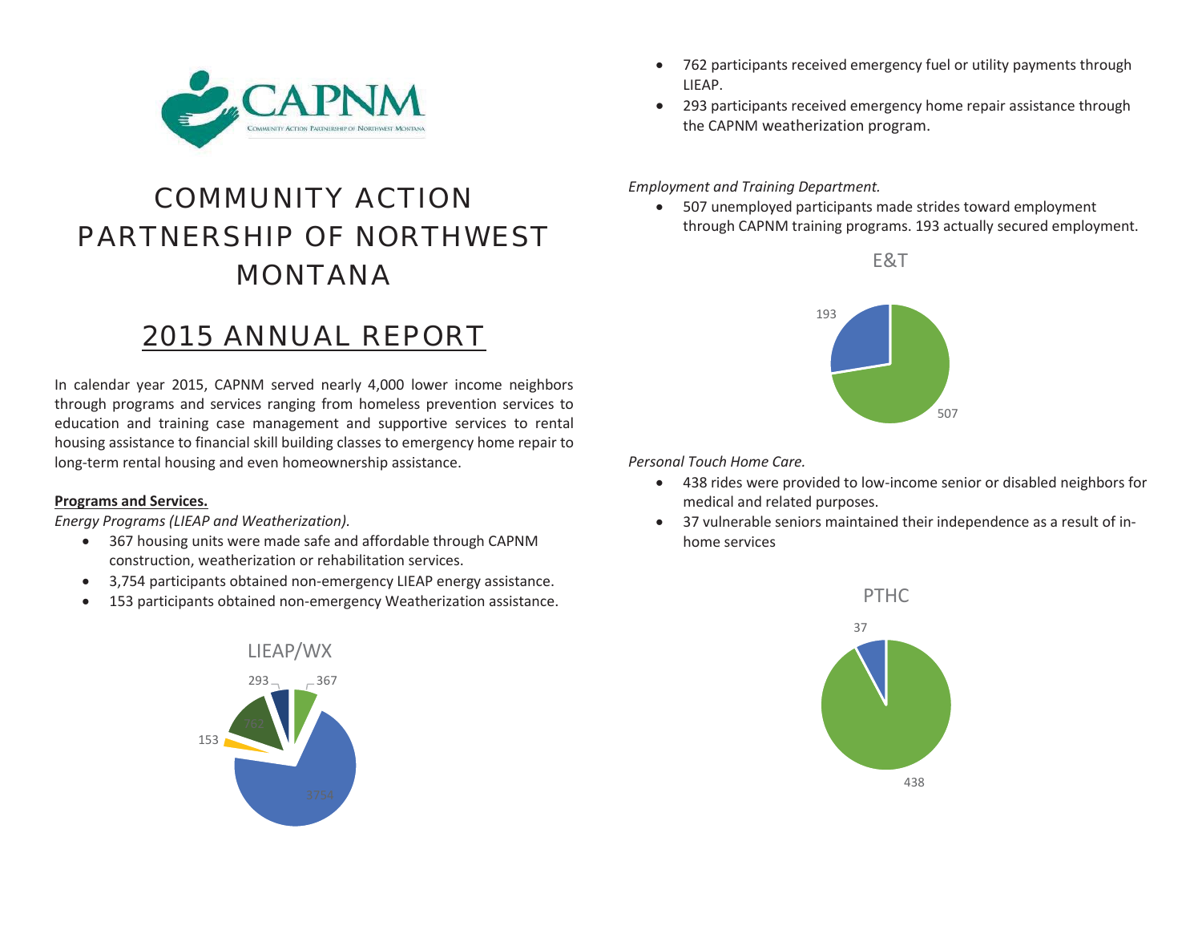CAPNM

COMMUNITY ACTION PARTNERSHIP OF NORTHWEST MONTANA

# COMMUNITY ACTION PARTNERSHIP OF NORTHWEST MONTANA

## 2015 ANNUAL REPORT

In calendar year 2015, CAPNM served nearly 4,000 lower income neighbors through programs and services ranging from homeless prevention services to education and training case management and supportive services to rental housing assistance to financial skill building classes to emergency home repair to long-term rental housing and even homeownership assistance.

**Programs and Services.**

*Energy Programs (LIEAP and Weatherization).*

- 367 housing units were made safe and affordable through CAPNM construction, weatherization or rehabilitation services.
- 3,754 participants obtained non-emergency LIEAP energy assistance.
- 153 participants obtained non-emergency Weatherization assistance.
- 762 participants received emergency fuel or utility payments through LIEAP.
- 293 participants received emergency home repair assistance through the CAPNM weatherization program.

LIEAP/WX

293 367 153 762 3754

*Employment and Training Department.*

- 507 unemployed participants made strides toward employment through CAPNM training programs. 193 actually secured employment.

E&T

193 507

*Personal Touch Home Care.*

- 438 rides were provided to low-income senior or disabled neighbors for medical and related purposes.
- 37 vulnerable seniors maintained their independence as a result of in-home services

PTHC

37 438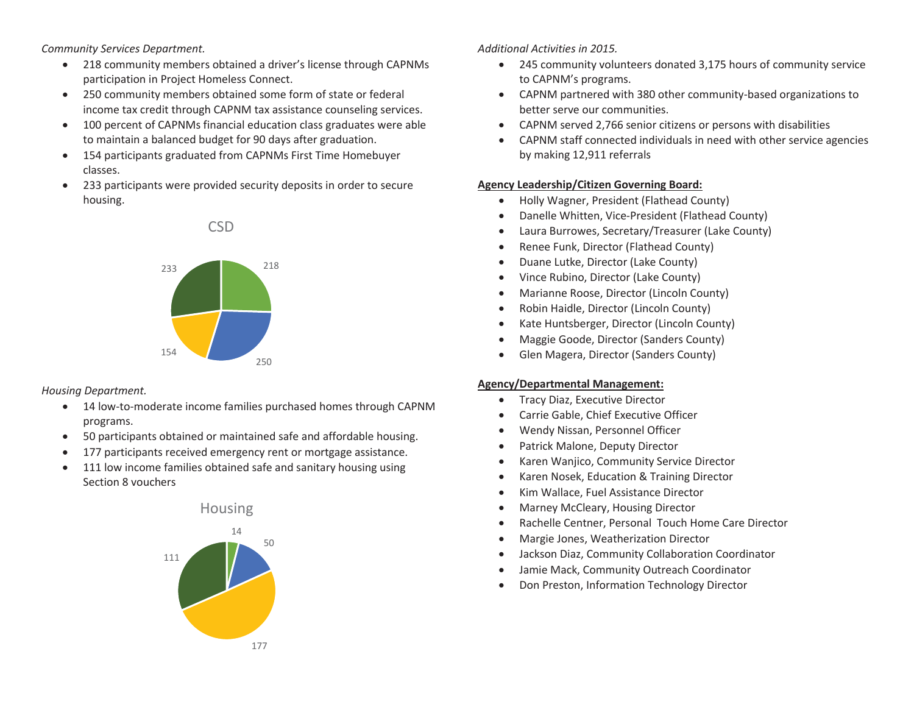*Community Services Department.*

- 218 community members obtained a driver's license through CAPNMs participation in Project Homeless Connect.
- 250 community members obtained some form of state or federal income tax credit through CAPNM tax assistance counseling services.
- 100 percent of CAPNMs financial education class graduates were able to maintain a balanced budget for 90 days after graduation.
- 154 participants graduated from CAPNMs First Time Homebuyer classes.
- 233 participants were provided security deposits in order to secure housing.

CSD

218, 250, 154, 233

*Housing Department.*

- 14 low-to-moderate income families purchased homes through CAPNM programs.
- 50 participants obtained or maintained safe and affordable housing.
- 177 participants received emergency rent or mortgage assistance.
- 111 low income families obtained safe and sanitary housing using Section 8 vouchers

Housing

14, 50, 177, 111

*Additional Activities in 2015.*

- 245 community volunteers donated 3,175 hours of community service to CAPNM's programs.
- CAPNM partnered with 380 other community-based organizations to better serve our communities.
- CAPNM served 2,766 senior citizens or persons with disabilities
- CAPNM staff connected individuals in need with other service agencies by making 12,911 referrals

**Agency Leadership/Citizen Governing Board:**

- Holly Wagner, President (Flathead County)
- Danelle Whitten, Vice-President (Flathead County)
- Laura Burrowes, Secretary/Treasurer (Lake County)
- Renee Funk, Director (Flathead County)
- Duane Lutke, Director (Lake County)
- Vince Rubino, Director (Lake County)
- Marianne Roose, Director (Lincoln County)
- Robin Haidle, Director (Lincoln County)
- Kate Huntsberger, Director (Lincoln County)
- Maggie Goode, Director (Sanders County)
- Glen Magera, Director (Sanders County)

**Agency/Departmental Management:**

- Tracy Diaz, Executive Director
- Carrie Gable, Chief Executive Officer
- Wendy Nissan, Personnel Officer
- Patrick Malone, Deputy Director
- Karen Wanjico, Community Service Director
- Karen Nosek, Education & Training Director
- Kim Wallace, Fuel Assistance Director
- Marney McCleary, Housing Director
- Rachelle Centner, Personal Touch Home Care Director
- Margie Jones, Weatherization Director
- Jackson Diaz, Community Collaboration Coordinator
- Jamie Mack, Community Outreach Coordinator
- Don Preston, Information Technology Director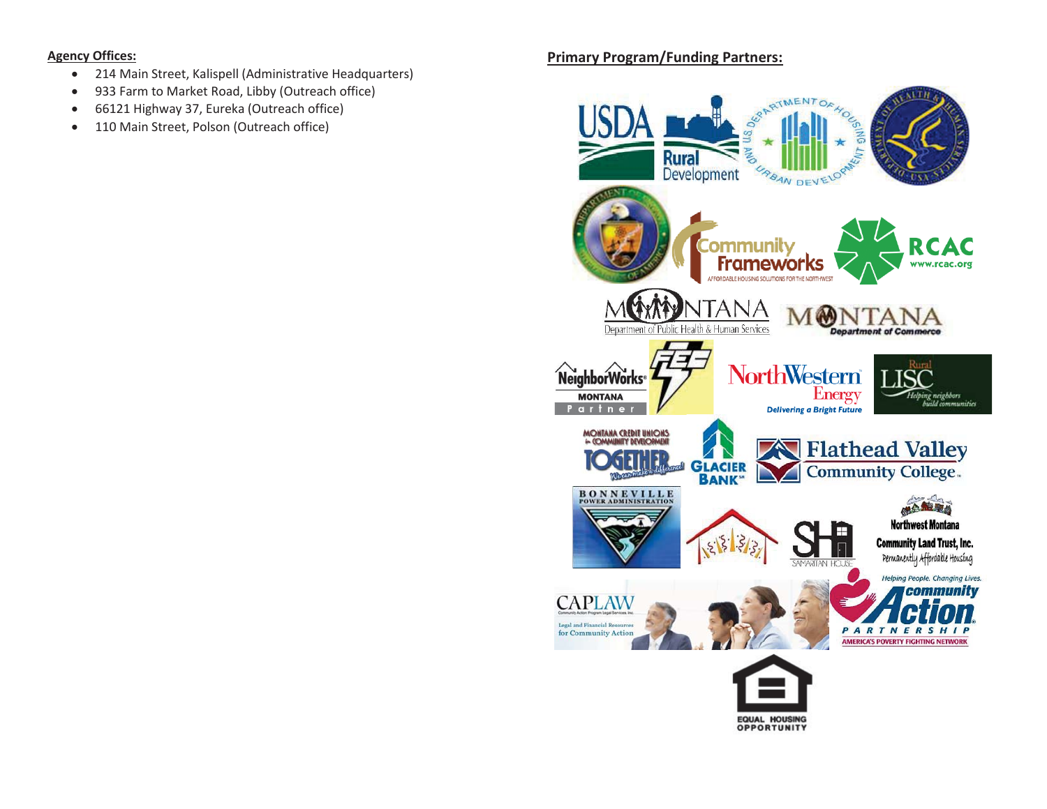**Agency Offices:**

- 214 Main Street, Kalispell (Administrative Headquarters)
- 933 Farm to Market Road, Libby (Outreach office)
- 66121 Highway 37, Eureka (Outreach office)
- 110 Main Street, Polson (Outreach office)

**Primary Program/Funding Partners:**